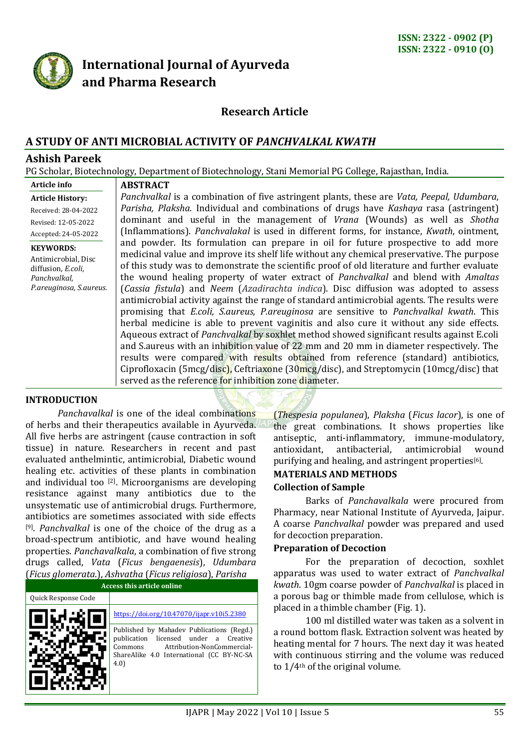# International Journal of Ayurveda and Pharma Research

ISSN: 2322 - 0902 (P)
ISSN: 2322 - 0910 (O)

## Research Article

# A STUDY OF ANTI MICROBIAL ACTIVITY OF *PANCHVALKAL KWATH*

**Ashish Pareek**

PG Scholar, Biotechnology, Department of Biotechnology, Stani Memorial PG College, Rajasthan, India.

**Article info**

**Article History:**
Received: 28-04-2022
Revised: 12-05-2022
Accepted: 24-05-2022

**KEYWORDS:** Antimicrobial, Disc diffusion, *E.coli*, *Panchvalkal*, *P.areuginosa*, *S.aureus*.

**ABSTRACT**

*Panchvalkal* is a combination of five astringent plants, these are *Vata, Peepal, Udumbara*, *Parisha, Plaksha*. Individual and combinations of drugs have *Kashaya* rasa (astringent) dominant and useful in the management of *Vrana* (Wounds) as well as *Shotha* (Inflammations). *Panchvalakal* is used in different forms, for instance, *Kwath*, ointment, and powder. Its formulation can prepare in oil for future prospective to add more medicinal value and improve its shelf life without any chemical preservative. The purpose of this study was to demonstrate the scientific proof of old literature and further evaluate the wound healing property of water extract of *Panchvalkal* and blend with *Amaltas* (*Cassia fistula*) and *Neem* (*Azadirachta indica*). Disc diffusion was adopted to assess antimicrobial activity against the range of standard antimicrobial agents. The results were promising that *E.coli, S.aureus, P.areuginosa* are sensitive to *Panchvalkal kwath*. This herbal medicine is able to prevent vaginitis and also cure it without any side effects. Aqueous extract of *Panchvalkal* by soxhlet method showed significant results against E.coli and S.aureus with an inhibition value of 22 mm and 20 mm in diameter respectively. The results were compared with results obtained from reference (standard) antibiotics, Ciprofloxacin (5mcg/disc), Ceftriaxone (30mcg/disc), and Streptomycin (10mcg/disc) that served as the reference for inhibition zone diameter.

## INTRODUCTION

*Panchavalkal* is one of the ideal combinations of herbs and their therapeutics available in Ayurveda. All five herbs are astringent (cause contraction in soft tissue) in nature. Researchers in recent and past evaluated anthelmintic, antimicrobial, Diabetic wound healing etc. activities of these plants in combination and individual too [2]. Microorganisms are developing resistance against many antibiotics due to the unsystematic use of antimicrobial drugs. Furthermore, antibiotics are sometimes associated with side effects [9]. *Panchvalkal* is one of the choice of the drug as a broad-spectrum antibiotic, and have wound healing properties. *Panchavalkala*, a combination of five strong drugs called, *Vata* (*Ficus bengaenesis*), *Udumbara* (*Ficus glomerata*.), *Ashvatha* (*Ficus religiosa*), *Parisha* (*Thespesia populanea*), *Plaksha* (*Ficus lacor*), is one of the great combinations. It shows properties like antiseptic, anti-inflammatory, immune-modulatory, antioxidant, antibacterial, antimicrobial wound purifying and healing, and astringent properties[6].

| Access this article online | |
|---|---|
| Quick Response Code | |
| | https://doi.org/10.47070/ijapr.v10i5.2380 |
| | Published by Mahadev Publications (Regd.) publication licensed under a Creative Commons Attribution-NonCommercial-ShareAlike 4.0 International (CC BY-NC-SA 4.0) |

## MATERIALS AND METHODS

### Collection of Sample

Barks of *Panchavalkala* were procured from Pharmacy, near National Institute of Ayurveda, Jaipur. A coarse *Panchvalkal* powder was prepared and used for decoction preparation.

### Preparation of Decoction

For the preparation of decoction, soxhlet apparatus was used to water extract of *Panchvalkal kwath*. 10gm coarse powder of *Panchvalkal* is placed in a porous bag or thimble made from cellulose, which is placed in a thimble chamber (Fig. 1).

100 ml distilled water was taken as a solvent in a round bottom flask. Extraction solvent was heated by heating mental for 7 hours. The next day it was heated with continuous stirring and the volume was reduced to 1/4th of the original volume.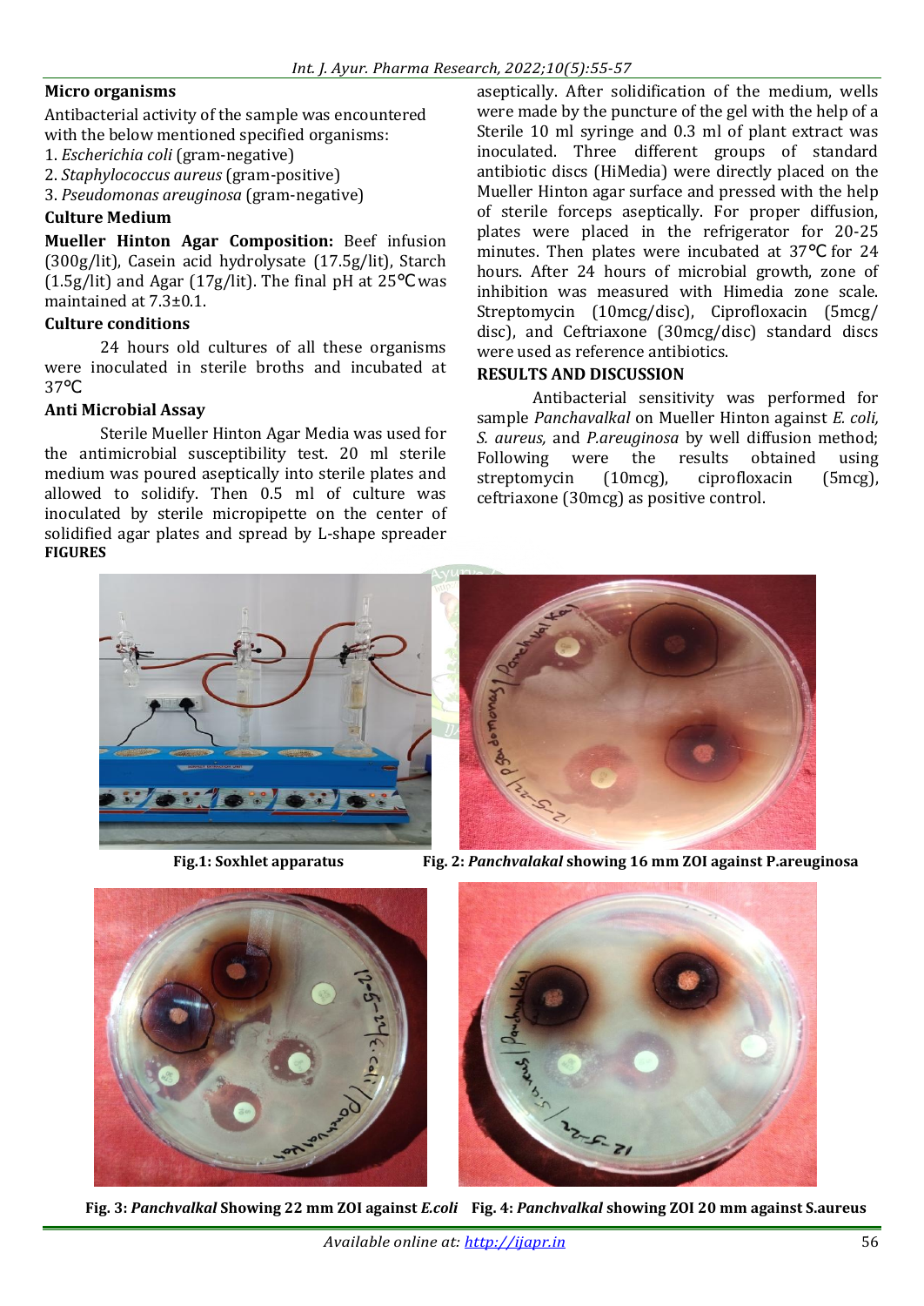**Micro organisms**

Antibacterial activity of the sample was encountered with the below mentioned specified organisms:

1. *Escherichia coli* (gram-negative)
2. *Staphylococcus aureus* (gram-positive)
3. *Pseudomonas areuginosa* (gram-negative)

**Culture Medium**

**Mueller Hinton Agar Composition:** Beef infusion (300g/lit), Casein acid hydrolysate (17.5g/lit), Starch (1.5g/lit) and Agar (17g/lit). The final pH at 25℃ was maintained at 7.3±0.1.

**Culture conditions**

24 hours old cultures of all these organisms were inoculated in sterile broths and incubated at 37℃

**Anti Microbial Assay**

Sterile Mueller Hinton Agar Media was used for the antimicrobial susceptibility test. 20 ml sterile medium was poured aseptically into sterile plates and allowed to solidify. Then 0.5 ml of culture was inoculated by sterile micropipette on the center of solidified agar plates and spread by L-shape spreader aseptically. After solidification of the medium, wells were made by the puncture of the gel with the help of a Sterile 10 ml syringe and 0.3 ml of plant extract was inoculated. Three different groups of standard antibiotic discs (HiMedia) were directly placed on the Mueller Hinton agar surface and pressed with the help of sterile forceps aseptically. For proper diffusion, plates were placed in the refrigerator for 20-25 minutes. Then plates were incubated at 37℃ for 24 hours. After 24 hours of microbial growth, zone of inhibition was measured with Himedia zone scale. Streptomycin (10mcg/disc), Ciprofloxacin (5mcg/disc), and Ceftriaxone (30mcg/disc) standard discs were used as reference antibiotics.

**RESULTS AND DISCUSSION**

Antibacterial sensitivity was performed for sample *Panchavalkal* on Mueller Hinton against *E. coli, S. aureus,* and *P.areuginosa* by well diffusion method; Following were the results obtained using streptomycin (10mcg), ciprofloxacin (5mcg), ceftriaxone (30mcg) as positive control.

**FIGURES**

**Fig.1: Soxhlet apparatus**

**Fig. 2:** ***Panchvalakal*** **showing 16 mm ZOI against P.areuginosa**

**Fig. 3:** ***Panchvalkal*** **Showing 22 mm ZOI against** ***E.coli***

**Fig. 4:** ***Panchvalkal*** **showing ZOI 20 mm against S.aureus**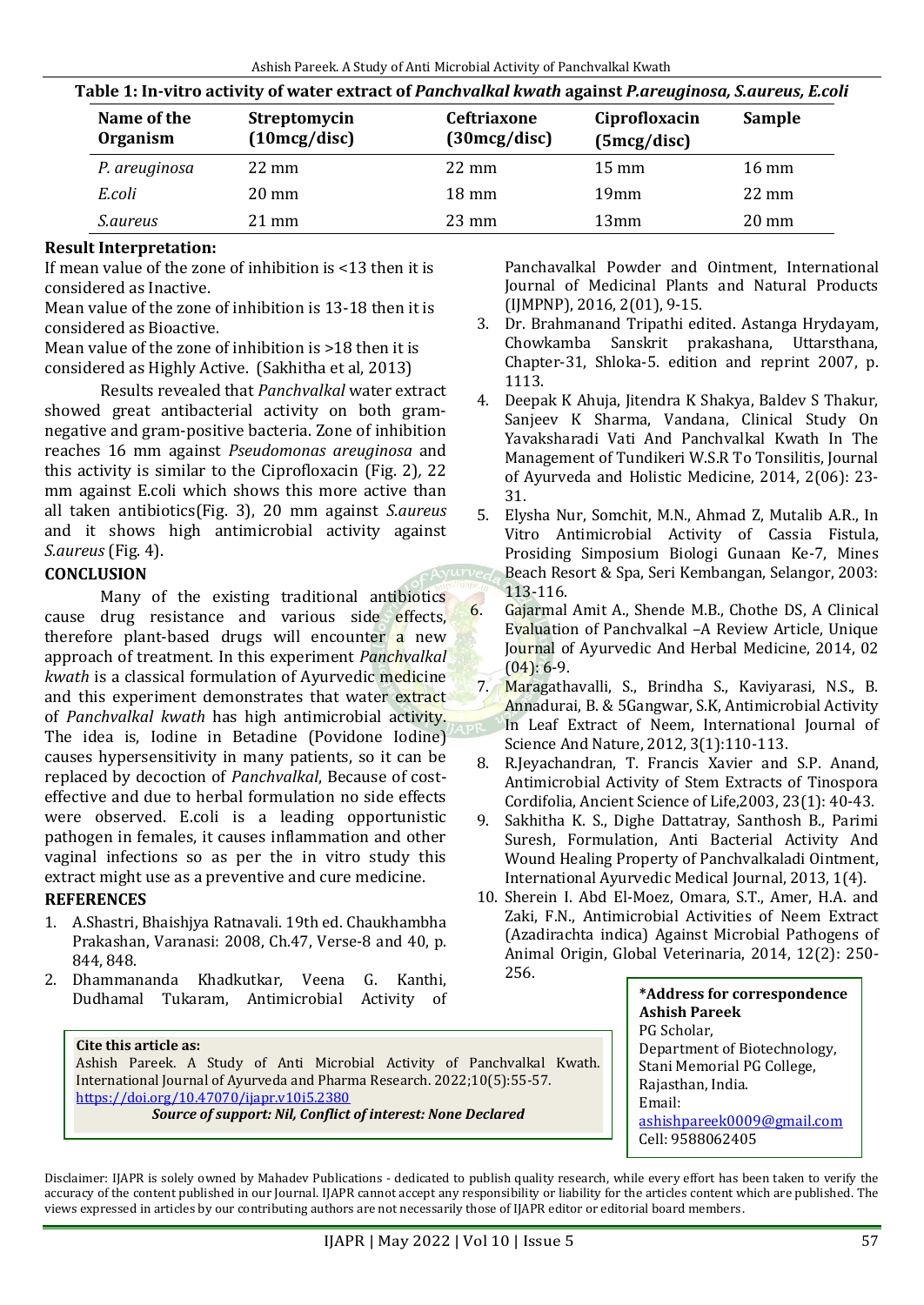**Table 1: In-vitro activity of water extract of *Panchvalkal kwath* against *P.areuginosa, S.aureus, E.coli***

| Name of the Organism | Streptomycin (10mcg/disc) | Ceftriaxone (30mcg/disc) | Ciprofloxacin (5mcg/disc) | Sample |
|---|---|---|---|---|
| *P. areuginosa* | 22 mm | 22 mm | 15 mm | 16 mm |
| *E.coli* | 20 mm | 18 mm | 19mm | 22 mm |
| *S.aureus* | 21 mm | 23 mm | 13mm | 20 mm |

**Result Interpretation:**

If mean value of the zone of inhibition is <13 then it is considered as Inactive.

Mean value of the zone of inhibition is 13-18 then it is considered as Bioactive.

Mean value of the zone of inhibition is >18 then it is considered as Highly Active. (Sakhitha et al, 2013)

Results revealed that *Panchvalkal* water extract showed great antibacterial activity on both gram-negative and gram-positive bacteria. Zone of inhibition reaches 16 mm against *Pseudomonas areuginosa* and this activity is similar to the Ciprofloxacin (Fig. 2), 22 mm against E.coli which shows this more active than all taken antibiotics(Fig. 3), 20 mm against *S.aureus* and it shows high antimicrobial activity against *S.aureus* (Fig. 4).

## CONCLUSION

Many of the existing traditional antibiotics cause drug resistance and various side effects, therefore plant-based drugs will encounter a new approach of treatment. In this experiment *Panchvalkal kwath* is a classical formulation of Ayurvedic medicine and this experiment demonstrates that water extract of *Panchvalkal kwath* has high antimicrobial activity. The idea is, Iodine in Betadine (Povidone Iodine) causes hypersensitivity in many patients, so it can be replaced by decoction of *Panchvalkal*, Because of cost-effective and due to herbal formulation no side effects were observed. E.coli is a leading opportunistic pathogen in females, it causes inflammation and other vaginal infections so as per the in vitro study this extract might use as a preventive and cure medicine.

## REFERENCES

1. A.Shastri, Bhaishjya Ratnavali. 19th ed. Chaukhambha Prakashan, Varanasi: 2008, Ch.47, Verse-8 and 40, p. 844, 848.
2. Dhammananda Khadkutkar, Veena G. Kanthi, Dudhamal Tukaram, Antimicrobial Activity of Panchavalkal Powder and Ointment, International Journal of Medicinal Plants and Natural Products (IJMPNP), 2016, 2(01), 9-15.
3. Dr. Brahmanand Tripathi edited. Astanga Hrydayam, Chowkamba Sanskrit prakashana, Uttarsthana, Chapter-31, Shloka-5. edition and reprint 2007, p. 1113.
4. Deepak K Ahuja, Jitendra K Shakya, Baldev S Thakur, Sanjeev K Sharma, Vandana, Clinical Study On Yavaksharadi Vati And Panchvalkal Kwath In The Management of Tundikeri W.S.R To Tonsilitis, Journal of Ayurveda and Holistic Medicine, 2014, 2(06): 23-31.
5. Elysha Nur, Somchit, M.N., Ahmad Z, Mutalib A.R., In Vitro Antimicrobial Activity of Cassia Fistula, Prosiding Simposium Biologi Gunaan Ke-7, Mines Beach Resort & Spa, Seri Kembangan, Selangor, 2003: 113-116.
6. Gajarmal Amit A., Shende M.B., Chothe DS, A Clinical Evaluation of Panchvalkal –A Review Article, Unique Journal of Ayurvedic And Herbal Medicine, 2014, 02 (04): 6-9.
7. Maragathavalli, S., Brindha S., Kaviyarasi, N.S., B. Annadurai, B. & 5Gangwar, S.K, Antimicrobial Activity In Leaf Extract of Neem, International Journal of Science And Nature, 2012, 3(1):110-113.
8. R.Jeyachandran, T. Francis Xavier and S.P. Anand, Antimicrobial Activity of Stem Extracts of Tinospora Cordifolia, Ancient Science of Life,2003, 23(1): 40-43.
9. Sakhitha K. S., Dighe Dattatray, Santhosh B., Parimi Suresh, Formulation, Anti Bacterial Activity And Wound Healing Property of Panchvalkaladi Ointment, International Ayurvedic Medical Journal, 2013, 1(4).
10. Sherein I. Abd El-Moez, Omara, S.T., Amer, H.A. and Zaki, F.N., Antimicrobial Activities of Neem Extract (Azadirachta indica) Against Microbial Pathogens of Animal Origin, Global Veterinaria, 2014, 12(2): 250-256.

**Cite this article as:**
Ashish Pareek. A Study of Anti Microbial Activity of Panchvalkal Kwath. International Journal of Ayurveda and Pharma Research. 2022;10(5):55-57.
https://doi.org/10.47070/ijapr.v10i5.2380
***Source of support: Nil, Conflict of interest: None Declared***

**\*Address for correspondence**
**Ashish Pareek**
PG Scholar,
Department of Biotechnology,
Stani Memorial PG College,
Rajasthan, India.
Email: ashishpareek0009@gmail.com
Cell: 9588062405

Disclaimer: IJAPR is solely owned by Mahadev Publications - dedicated to publish quality research, while every effort has been taken to verify the accuracy of the content published in our Journal. IJAPR cannot accept any responsibility or liability for the articles content which are published. The views expressed in articles by our contributing authors are not necessarily those of IJAPR editor or editorial board members.